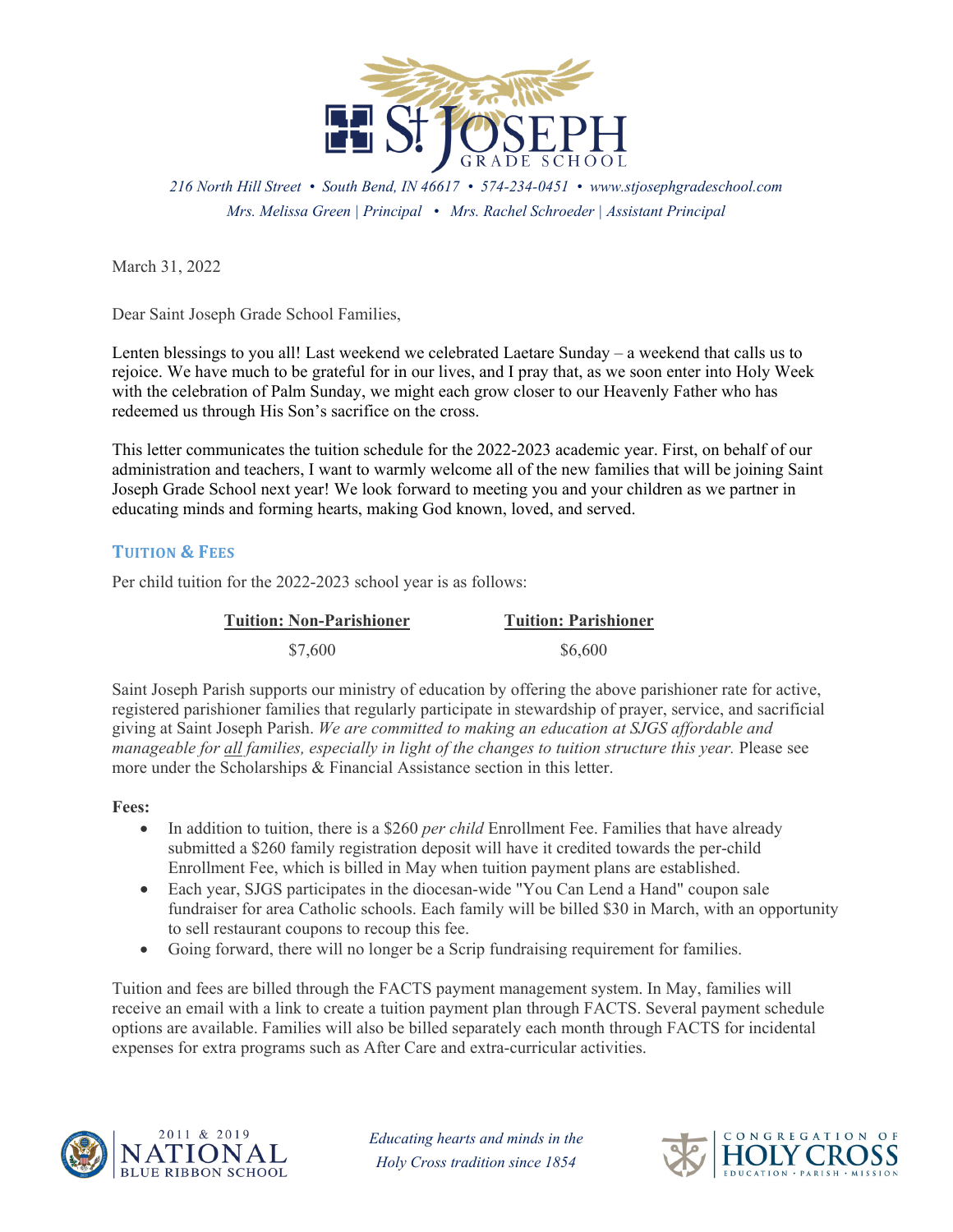216 North Hill Street • South Bend, IN 46617 • 574-234-0451 • www.stjosephgradeschool.com
*Mrs. Melissa Green | Principal • Mrs. Rachel Schroeder | Assistant Principal*

March 31, 2022

Dear Saint Joseph Grade School Families,

Lenten blessings to you all! Last weekend we celebrated Laetare Sunday – a weekend that calls us to rejoice. We have much to be grateful for in our lives, and I pray that, as we soon enter into Holy Week with the celebration of Palm Sunday, we might each grow closer to our Heavenly Father who has redeemed us through His Son's sacrifice on the cross.

This letter communicates the tuition schedule for the 2022-2023 academic year. First, on behalf of our administration and teachers, I want to warmly welcome all of the new families that will be joining Saint Joseph Grade School next year! We look forward to meeting you and your children as we partner in educating minds and forming hearts, making God known, loved, and served.

## Tuition & Fees

Per child tuition for the 2022-2023 school year is as follows:

| Tuition: Non-Parishioner | Tuition: Parishioner |
|---|---|
| $7,600 | $6,600 |

Saint Joseph Parish supports our ministry of education by offering the above parishioner rate for active, registered parishioner families that regularly participate in stewardship of prayer, service, and sacrificial giving at Saint Joseph Parish. *We are committed to making an education at SJGS affordable and manageable for all families, especially in light of the changes to tuition structure this year.* Please see more under the Scholarships & Financial Assistance section in this letter.

**Fees:**

- In addition to tuition, there is a $260 *per child* Enrollment Fee. Families that have already submitted a $260 family registration deposit will have it credited towards the per-child Enrollment Fee, which is billed in May when tuition payment plans are established.
- Each year, SJGS participates in the diocesan-wide "You Can Lend a Hand" coupon sale fundraiser for area Catholic schools. Each family will be billed $30 in March, with an opportunity to sell restaurant coupons to recoup this fee.
- Going forward, there will no longer be a Scrip fundraising requirement for families.

Tuition and fees are billed through the FACTS payment management system. In May, families will receive an email with a link to create a tuition payment plan through FACTS. Several payment schedule options are available. Families will also be billed separately each month through FACTS for incidental expenses for extra programs such as After Care and extra-curricular activities.

*Educating hearts and minds in the Holy Cross tradition since 1854*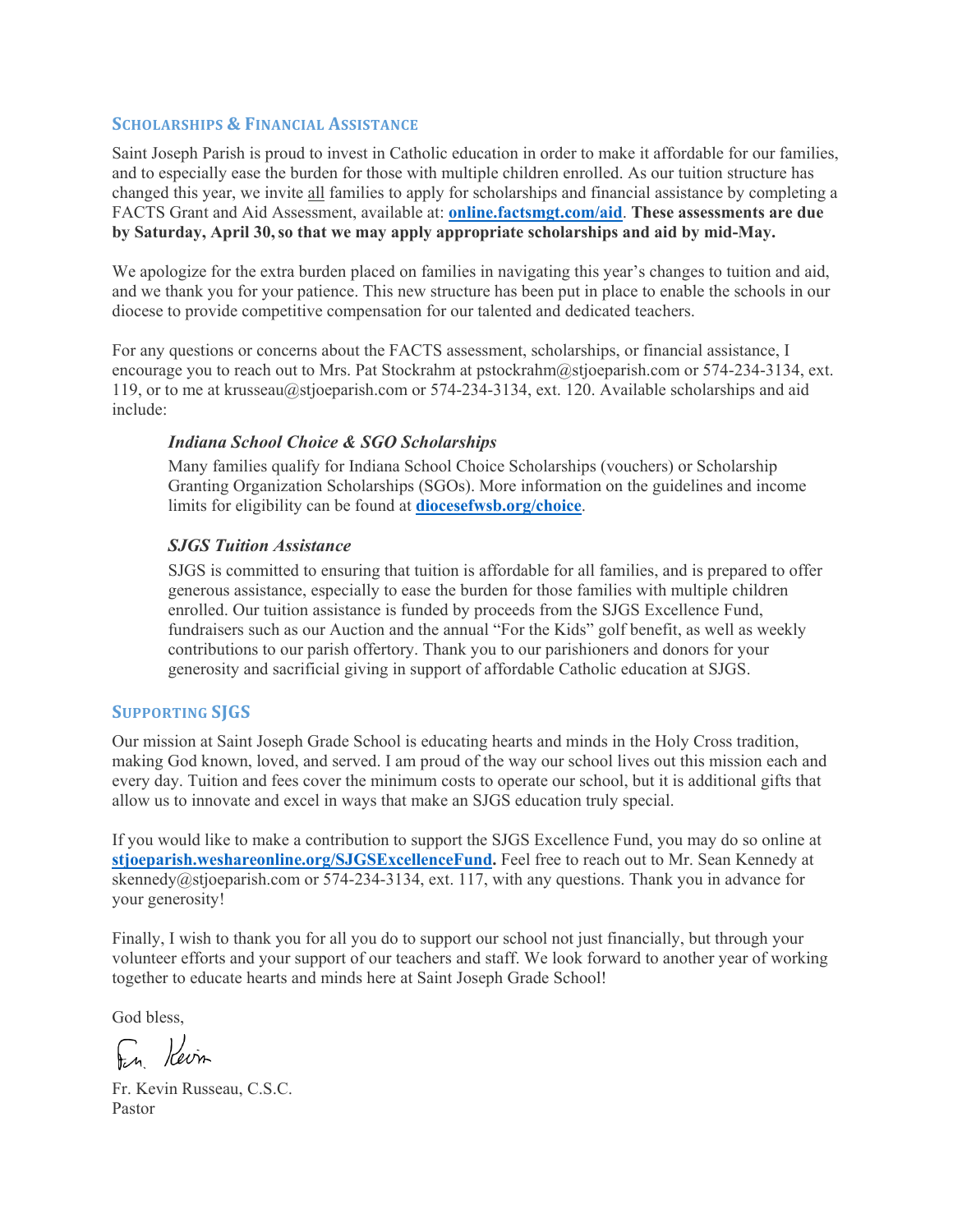## Scholarships & Financial Assistance

Saint Joseph Parish is proud to invest in Catholic education in order to make it affordable for our families, and to especially ease the burden for those with multiple children enrolled. As our tuition structure has changed this year, we invite all families to apply for scholarships and financial assistance by completing a FACTS Grant and Aid Assessment, available at: **online.factsmgt.com/aid**. **These assessments are due by Saturday, April 30, so that we may apply appropriate scholarships and aid by mid-May.**

We apologize for the extra burden placed on families in navigating this year's changes to tuition and aid, and we thank you for your patience. This new structure has been put in place to enable the schools in our diocese to provide competitive compensation for our talented and dedicated teachers.

For any questions or concerns about the FACTS assessment, scholarships, or financial assistance, I encourage you to reach out to Mrs. Pat Stockrahm at pstockrahm@stjoeparish.com or 574-234-3134, ext. 119, or to me at krusseau@stjoeparish.com or 574-234-3134, ext. 120. Available scholarships and aid include:

### *Indiana School Choice & SGO Scholarships*

Many families qualify for Indiana School Choice Scholarships (vouchers) or Scholarship Granting Organization Scholarships (SGOs). More information on the guidelines and income limits for eligibility can be found at **diocesefwsb.org/choice**.

### *SJGS Tuition Assistance*

SJGS is committed to ensuring that tuition is affordable for all families, and is prepared to offer generous assistance, especially to ease the burden for those families with multiple children enrolled. Our tuition assistance is funded by proceeds from the SJGS Excellence Fund, fundraisers such as our Auction and the annual "For the Kids" golf benefit, as well as weekly contributions to our parish offertory. Thank you to our parishioners and donors for your generosity and sacrificial giving in support of affordable Catholic education at SJGS.

## Supporting SJGS

Our mission at Saint Joseph Grade School is educating hearts and minds in the Holy Cross tradition, making God known, loved, and served. I am proud of the way our school lives out this mission each and every day. Tuition and fees cover the minimum costs to operate our school, but it is additional gifts that allow us to innovate and excel in ways that make an SJGS education truly special.

If you would like to make a contribution to support the SJGS Excellence Fund, you may do so online at **stjoeparish.weshareonline.org/SJGSExcellenceFund.** Feel free to reach out to Mr. Sean Kennedy at skennedy@stjoeparish.com or 574-234-3134, ext. 117, with any questions. Thank you in advance for your generosity!

Finally, I wish to thank you for all you do to support our school not just financially, but through your volunteer efforts and your support of our teachers and staff. We look forward to another year of working together to educate hearts and minds here at Saint Joseph Grade School!

God bless,

Fr. Kevin

Fr. Kevin Russeau, C.S.C.
Pastor